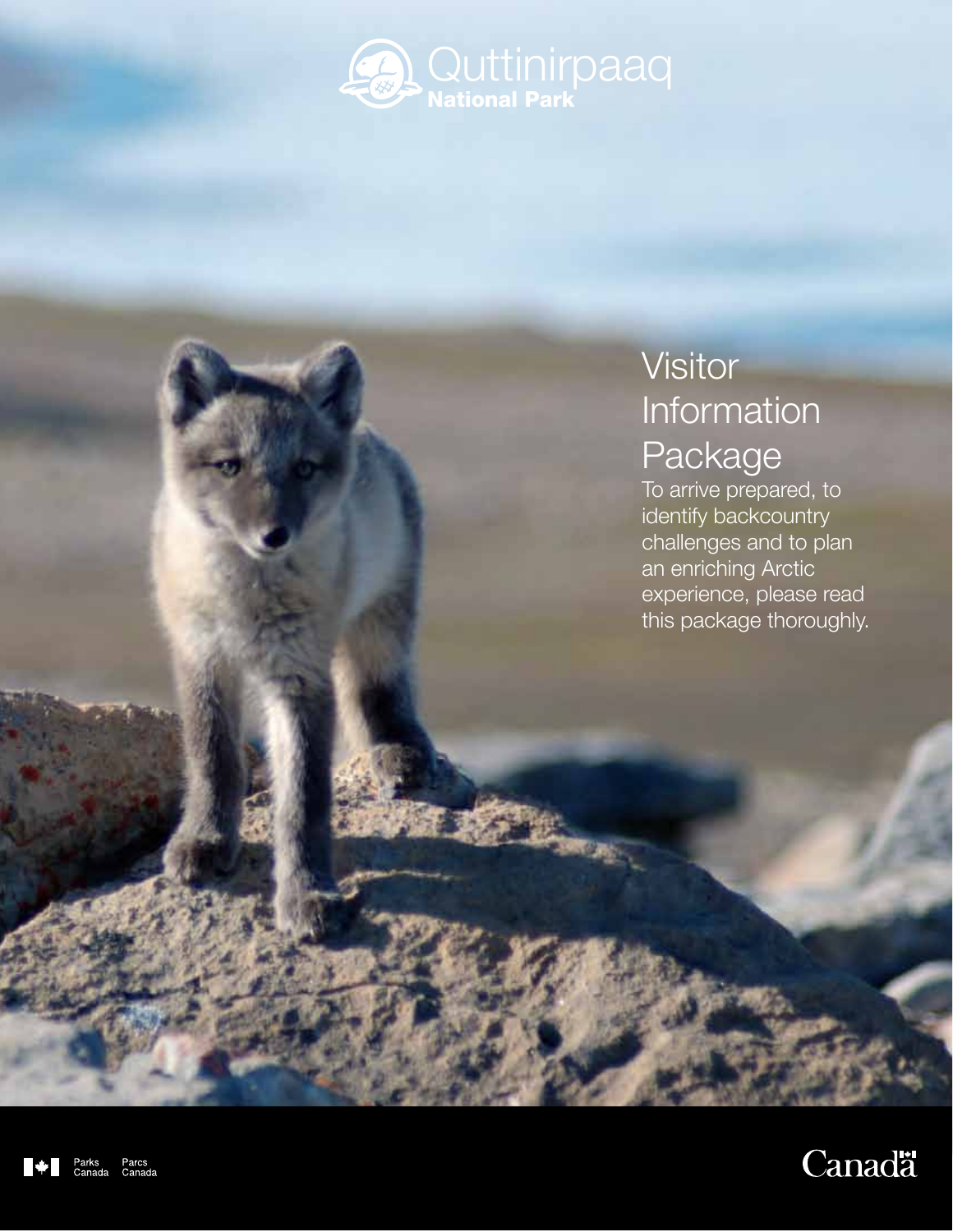# Quttinirpaaq National Park

## Visitor Information Package

To arrive prepared, to identify backcountry challenges and to plan an enriching Arctic experience, please read this package thoroughly.

Parks Canada Parcs Canada

Canadä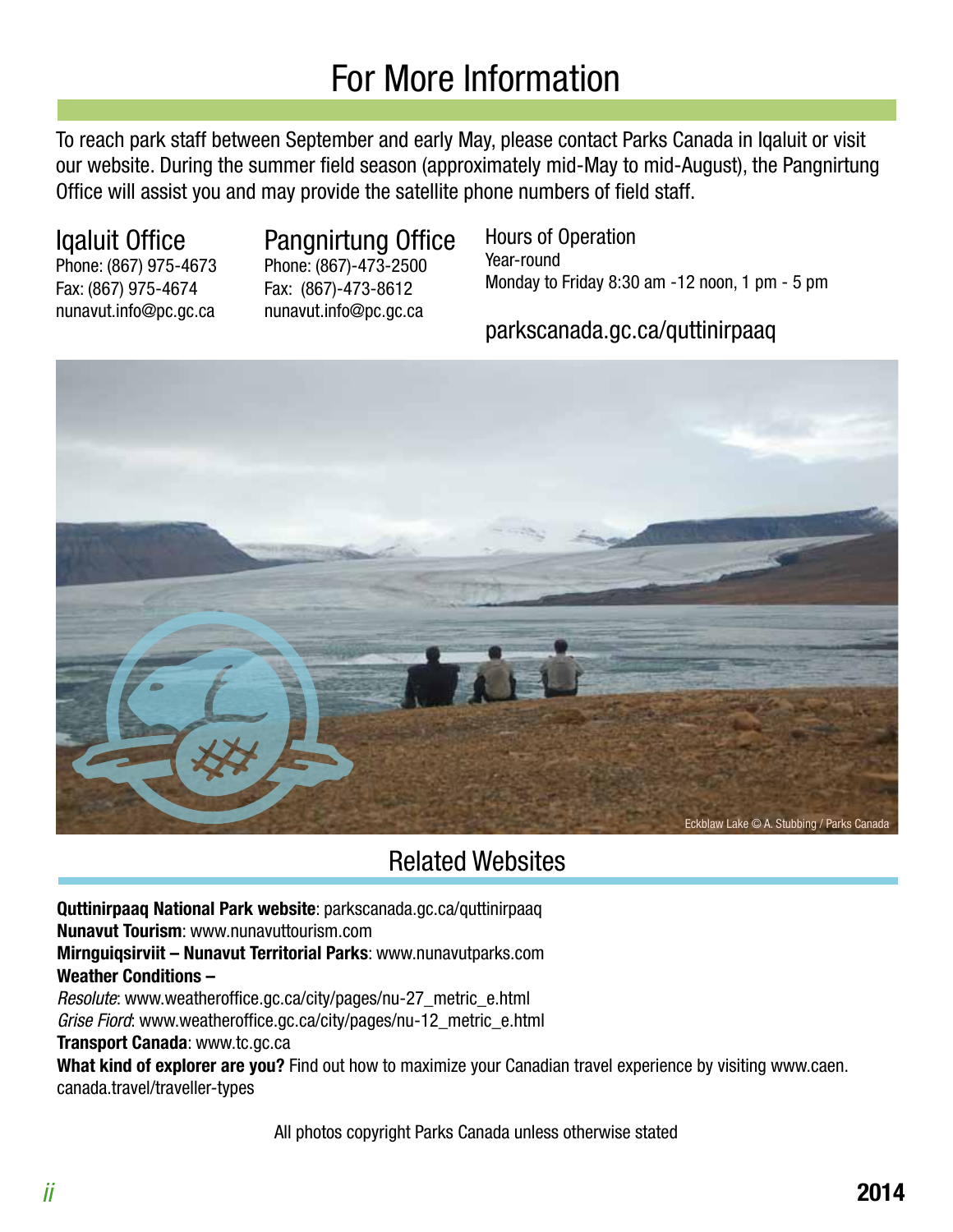# For More Information

To reach park staff between September and early May, please contact Parks Canada in Iqaluit or visit our website. During the summer field season (approximately mid-May to mid-August), the Pangnirtung Office will assist you and may provide the satellite phone numbers of field staff.

### Iqaluit Office
Phone: (867) 975-4673
Fax: (867) 975-4674
nunavut.info@pc.gc.ca

### Pangnirtung Office
Phone: (867)-473-2500
Fax: (867)-473-8612
nunavut.info@pc.gc.ca

### Hours of Operation
Year-round
Monday to Friday 8:30 am -12 noon, 1 pm - 5 pm

parkscanada.gc.ca/quttinirpaaq

Eckblaw Lake © A. Stubbing / Parks Canada

## Related Websites

**Quttinirpaaq National Park website**: parkscanada.gc.ca/quttinirpaaq
**Nunavut Tourism**: www.nunavuttourism.com
**Mirnguiqsirviit – Nunavut Territorial Parks**: www.nunavutparks.com
**Weather Conditions –**
*Resolute*: www.weatheroffice.gc.ca/city/pages/nu-27_metric_e.html
*Grise Fiord*: www.weatheroffice.gc.ca/city/pages/nu-12_metric_e.html
**Transport Canada**: www.tc.gc.ca
**What kind of explorer are you?** Find out how to maximize your Canadian travel experience by visiting www.caen.canada.travel/traveller-types

All photos copyright Parks Canada unless otherwise stated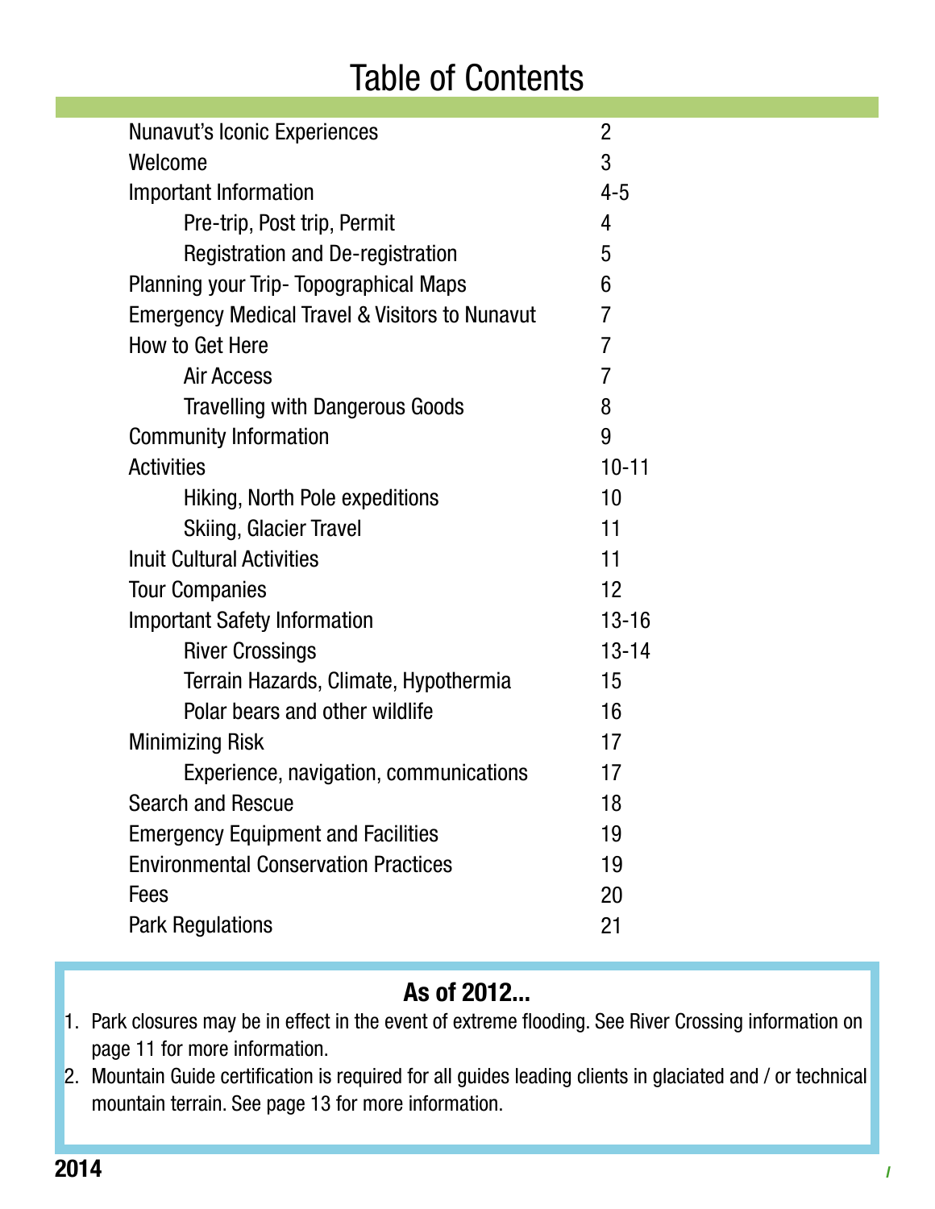# Table of Contents

| | |
|---|---|
| Nunavut's Iconic Experiences | 2 |
| Welcome | 3 |
| Important Information | 4-5 |
| &nbsp;&nbsp;&nbsp;&nbsp;Pre-trip, Post trip, Permit | 4 |
| &nbsp;&nbsp;&nbsp;&nbsp;Registration and De-registration | 5 |
| Planning your Trip- Topographical Maps | 6 |
| Emergency Medical Travel & Visitors to Nunavut | 7 |
| How to Get Here | 7 |
| &nbsp;&nbsp;&nbsp;&nbsp;Air Access | 7 |
| &nbsp;&nbsp;&nbsp;&nbsp;Travelling with Dangerous Goods | 8 |
| Community Information | 9 |
| Activities | 10-11 |
| &nbsp;&nbsp;&nbsp;&nbsp;Hiking, North Pole expeditions | 10 |
| &nbsp;&nbsp;&nbsp;&nbsp;Skiing, Glacier Travel | 11 |
| Inuit Cultural Activities | 11 |
| Tour Companies | 12 |
| Important Safety Information | 13-16 |
| &nbsp;&nbsp;&nbsp;&nbsp;River Crossings | 13-14 |
| &nbsp;&nbsp;&nbsp;&nbsp;Terrain Hazards, Climate, Hypothermia | 15 |
| &nbsp;&nbsp;&nbsp;&nbsp;Polar bears and other wildlife | 16 |
| Minimizing Risk | 17 |
| &nbsp;&nbsp;&nbsp;&nbsp;Experience, navigation, communications | 17 |
| Search and Rescue | 18 |
| Emergency Equipment and Facilities | 19 |
| Environmental Conservation Practices | 19 |
| Fees | 20 |
| Park Regulations | 21 |

**As of 2012...**

1. Park closures may be in effect in the event of extreme flooding. See River Crossing information on page 11 for more information.
2. Mountain Guide certification is required for all guides leading clients in glaciated and / or technical mountain terrain. See page 13 for more information.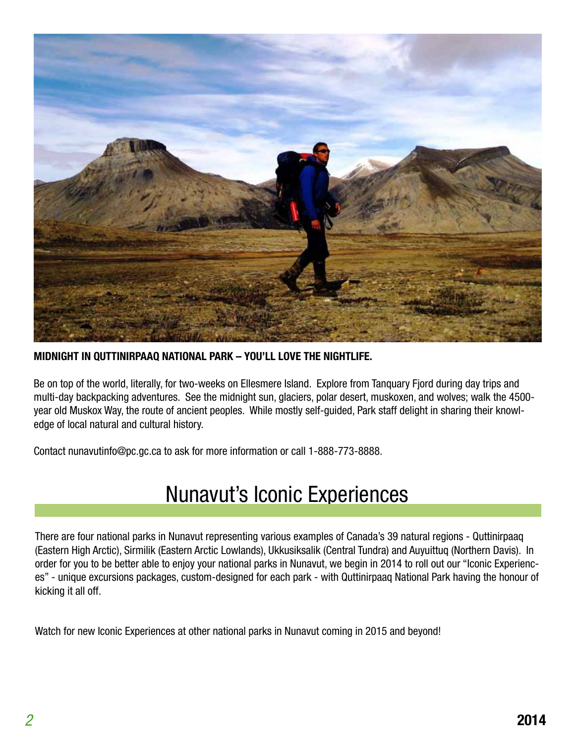**MIDNIGHT IN QUTTINIRPAAQ NATIONAL PARK – YOU'LL LOVE THE NIGHTLIFE.**

Be on top of the world, literally, for two-weeks on Ellesmere Island. Explore from Tanquary Fjord during day trips and multi-day backpacking adventures. See the midnight sun, glaciers, polar desert, muskoxen, and wolves; walk the 4500-year old Muskox Way, the route of ancient peoples. While mostly self-guided, Park staff delight in sharing their knowledge of local natural and cultural history.

Contact nunavutinfo@pc.gc.ca to ask for more information or call 1-888-773-8888.

# Nunavut's Iconic Experiences

There are four national parks in Nunavut representing various examples of Canada's 39 natural regions - Quttinirpaaq (Eastern High Arctic), Sirmilik (Eastern Arctic Lowlands), Ukkusiksalik (Central Tundra) and Auyuittuq (Northern Davis). In order for you to be better able to enjoy your national parks in Nunavut, we begin in 2014 to roll out our "Iconic Experiences" - unique excursions packages, custom-designed for each park - with Quttinirpaaq National Park having the honour of kicking it all off.

Watch for new Iconic Experiences at other national parks in Nunavut coming in 2015 and beyond!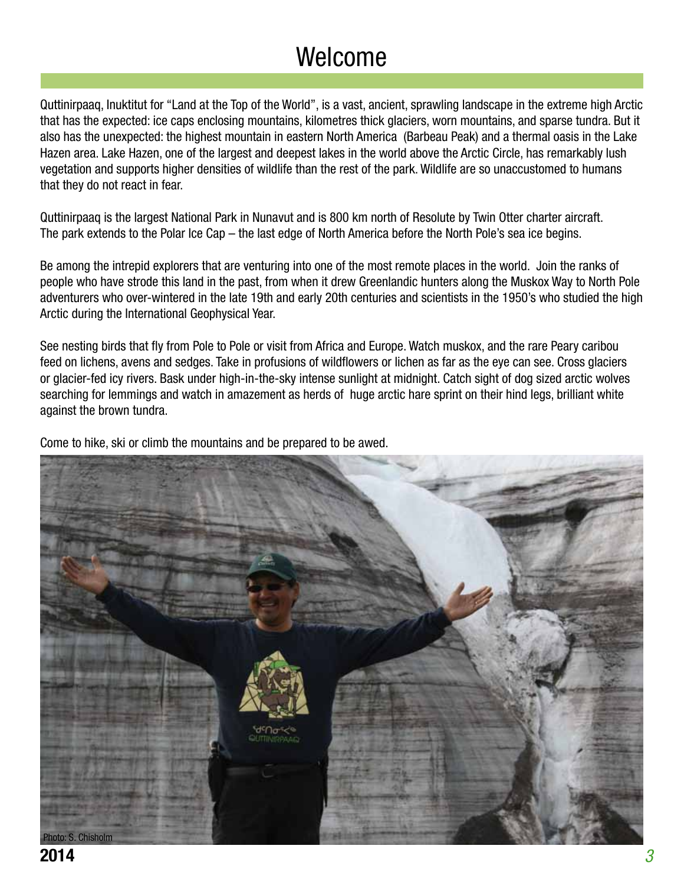# Welcome

Quttinirpaaq, Inuktitut for "Land at the Top of the World", is a vast, ancient, sprawling landscape in the extreme high Arctic that has the expected: ice caps enclosing mountains, kilometres thick glaciers, worn mountains, and sparse tundra. But it also has the unexpected: the highest mountain in eastern North America (Barbeau Peak) and a thermal oasis in the Lake Hazen area. Lake Hazen, one of the largest and deepest lakes in the world above the Arctic Circle, has remarkably lush vegetation and supports higher densities of wildlife than the rest of the park. Wildlife are so unaccustomed to humans that they do not react in fear.

Quttinirpaaq is the largest National Park in Nunavut and is 800 km north of Resolute by Twin Otter charter aircraft. The park extends to the Polar Ice Cap – the last edge of North America before the North Pole's sea ice begins.

Be among the intrepid explorers that are venturing into one of the most remote places in the world. Join the ranks of people who have strode this land in the past, from when it drew Greenlandic hunters along the Muskox Way to North Pole adventurers who over-wintered in the late 19th and early 20th centuries and scientists in the 1950's who studied the high Arctic during the International Geophysical Year.

See nesting birds that fly from Pole to Pole or visit from Africa and Europe. Watch muskox, and the rare Peary caribou feed on lichens, avens and sedges. Take in profusions of wildflowers or lichen as far as the eye can see. Cross glaciers or glacier-fed icy rivers. Bask under high-in-the-sky intense sunlight at midnight. Catch sight of dog sized arctic wolves searching for lemmings and watch in amazement as herds of huge arctic hare sprint on their hind legs, brilliant white against the brown tundra.

Come to hike, ski or climb the mountains and be prepared to be awed.

Photo: S. Chisholm

**2014**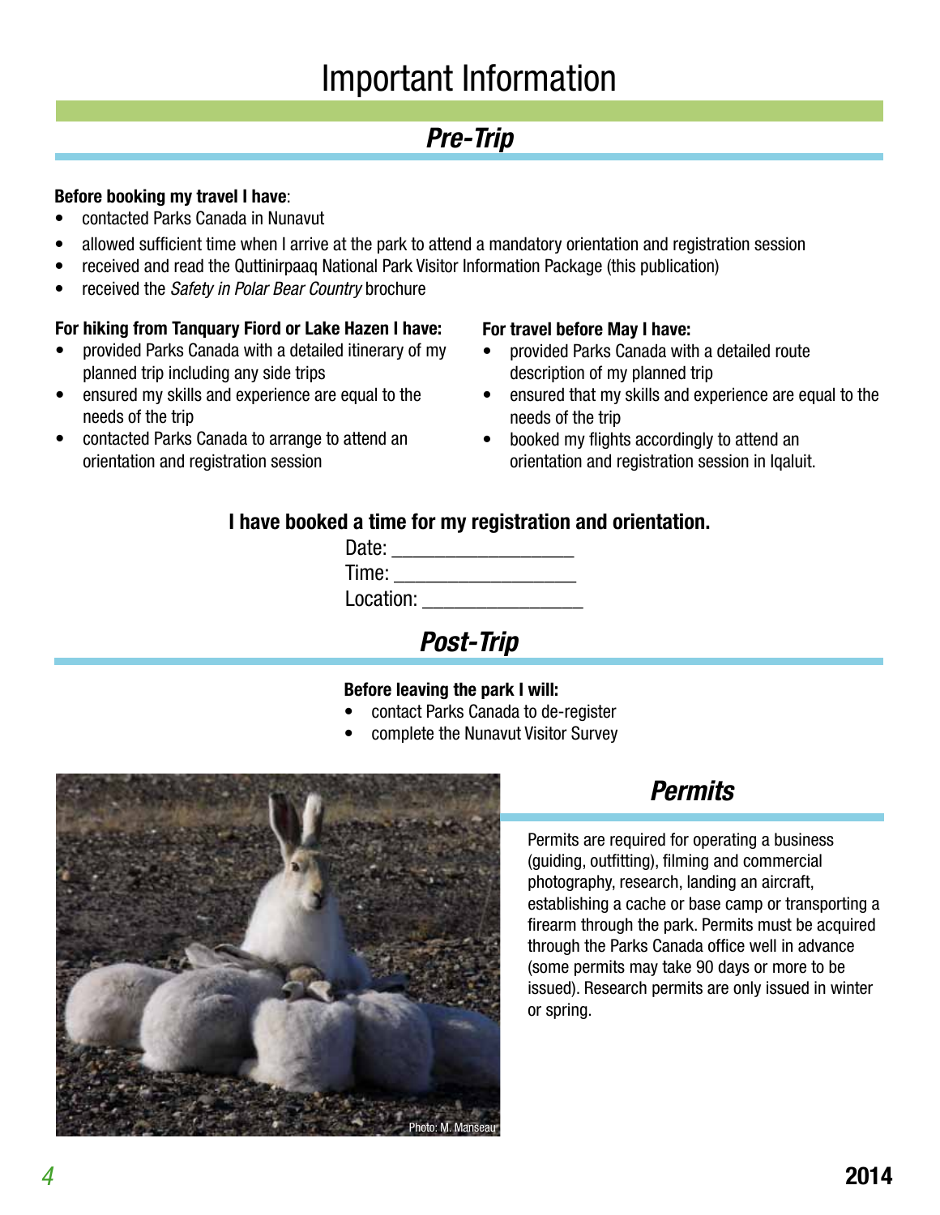# Important Information

## *Pre-Trip*

**Before booking my travel I have**:

- contacted Parks Canada in Nunavut
- allowed sufficient time when I arrive at the park to attend a mandatory orientation and registration session
- received and read the Quttinirpaaq National Park Visitor Information Package (this publication)
- received the *Safety in Polar Bear Country* brochure

**For hiking from Tanquary Fiord or Lake Hazen I have:**

- provided Parks Canada with a detailed itinerary of my planned trip including any side trips
- ensured my skills and experience are equal to the needs of the trip
- contacted Parks Canada to arrange to attend an orientation and registration session

**For travel before May I have:**

- provided Parks Canada with a detailed route description of my planned trip
- ensured that my skills and experience are equal to the needs of the trip
- booked my flights accordingly to attend an orientation and registration session in Iqaluit.

**I have booked a time for my registration and orientation.**

Date: ________________

Time: ________________

Location: ______________

## *Post-Trip*

**Before leaving the park I will:**

- contact Parks Canada to de-register
- complete the Nunavut Visitor Survey

Photo: M. Manseau

## *Permits*

Permits are required for operating a business (guiding, outfitting), filming and commercial photography, research, landing an aircraft, establishing a cache or base camp or transporting a firearm through the park. Permits must be acquired through the Parks Canada office well in advance (some permits may take 90 days or more to be issued). Research permits are only issued in winter or spring.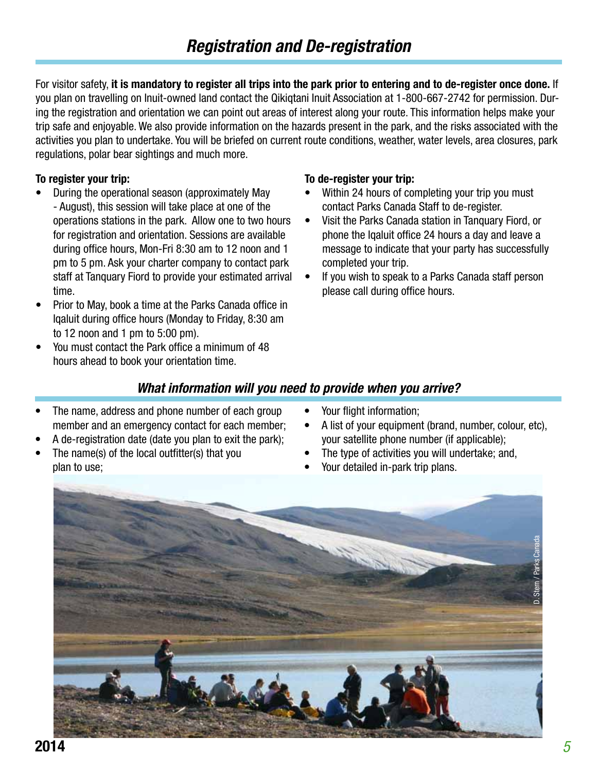## *Registration and De-registration*

For visitor safety, **it is mandatory to register all trips into the park prior to entering and to de-register once done.** If you plan on travelling on Inuit-owned land contact the Qikiqtani Inuit Association at 1-800-667-2742 for permission. During the registration and orientation we can point out areas of interest along your route. This information helps make your trip safe and enjoyable. We also provide information on the hazards present in the park, and the risks associated with the activities you plan to undertake. You will be briefed on current route conditions, weather, water levels, area closures, park regulations, polar bear sightings and much more.

**To register your trip:**

- During the operational season (approximately May - August), this session will take place at one of the operations stations in the park. Allow one to two hours for registration and orientation. Sessions are available during office hours, Mon-Fri 8:30 am to 12 noon and 1 pm to 5 pm. Ask your charter company to contact park staff at Tanquary Fiord to provide your estimated arrival time.
- Prior to May, book a time at the Parks Canada office in Iqaluit during office hours (Monday to Friday, 8:30 am to 12 noon and 1 pm to 5:00 pm).
- You must contact the Park office a minimum of 48 hours ahead to book your orientation time.

**To de-register your trip:**

- Within 24 hours of completing your trip you must contact Parks Canada Staff to de-register.
- Visit the Parks Canada station in Tanquary Fiord, or phone the Iqaluit office 24 hours a day and leave a message to indicate that your party has successfully completed your trip.
- If you wish to speak to a Parks Canada staff person please call during office hours.

### *What information will you need to provide when you arrive?*

- The name, address and phone number of each group member and an emergency contact for each member;
- A de-registration date (date you plan to exit the park);
- The name(s) of the local outfitter(s) that you plan to use;
- Your flight information;
- A list of your equipment (brand, number, colour, etc), your satellite phone number (if applicable);
- The type of activities you will undertake; and,
- Your detailed in-park trip plans.

D. Stern / Parks Canada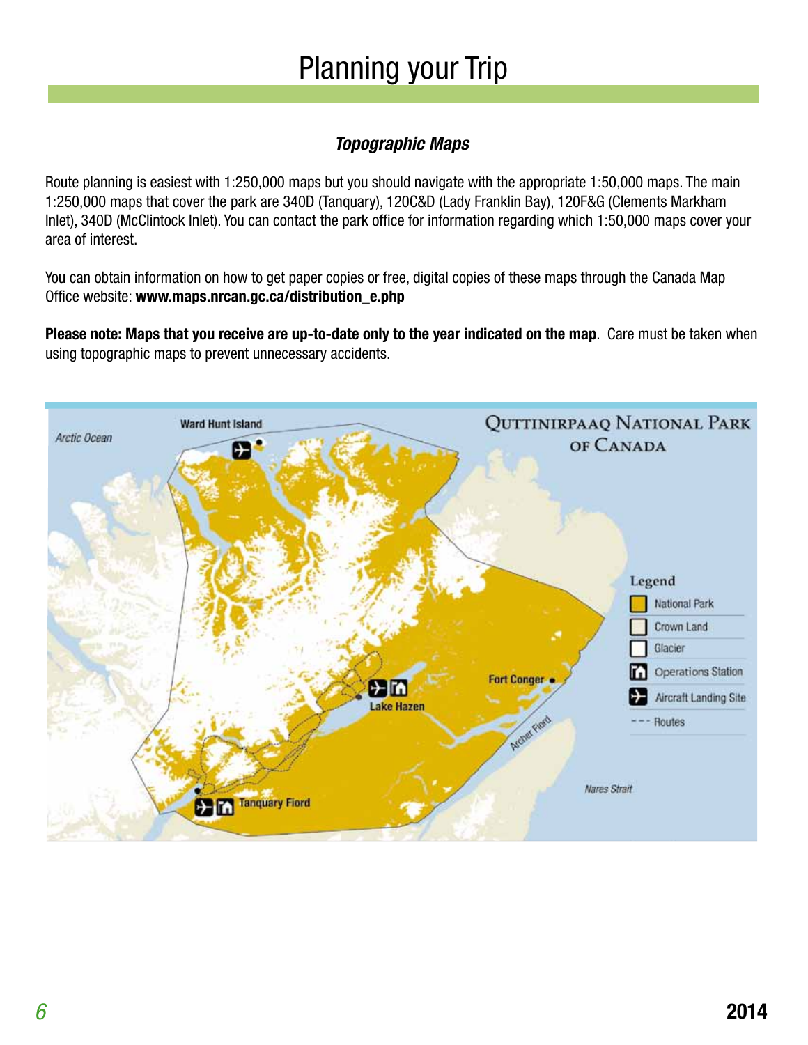# Planning your Trip

### *Topographic Maps*

Route planning is easiest with 1:250,000 maps but you should navigate with the appropriate 1:50,000 maps. The main 1:250,000 maps that cover the park are 340D (Tanquary), 120C&D (Lady Franklin Bay), 120F&G (Clements Markham Inlet), 340D (McClintock Inlet). You can contact the park office for information regarding which 1:50,000 maps cover your area of interest.

You can obtain information on how to get paper copies or free, digital copies of these maps through the Canada Map Office website: **www.maps.nrcan.gc.ca/distribution_e.php**

**Please note: Maps that you receive are up-to-date only to the year indicated on the map**. Care must be taken when using topographic maps to prevent unnecessary accidents.

Quttinirpaaq National Park of Canada

Arctic Ocean

Ward Hunt Island

Lake Hazen

Fort Conger

Archer Fiord

Tanquary Fiord

Nares Strait

Legend
- National Park
- Crown Land
- Glacier
- Operations Station
- Aircraft Landing Site
- Routes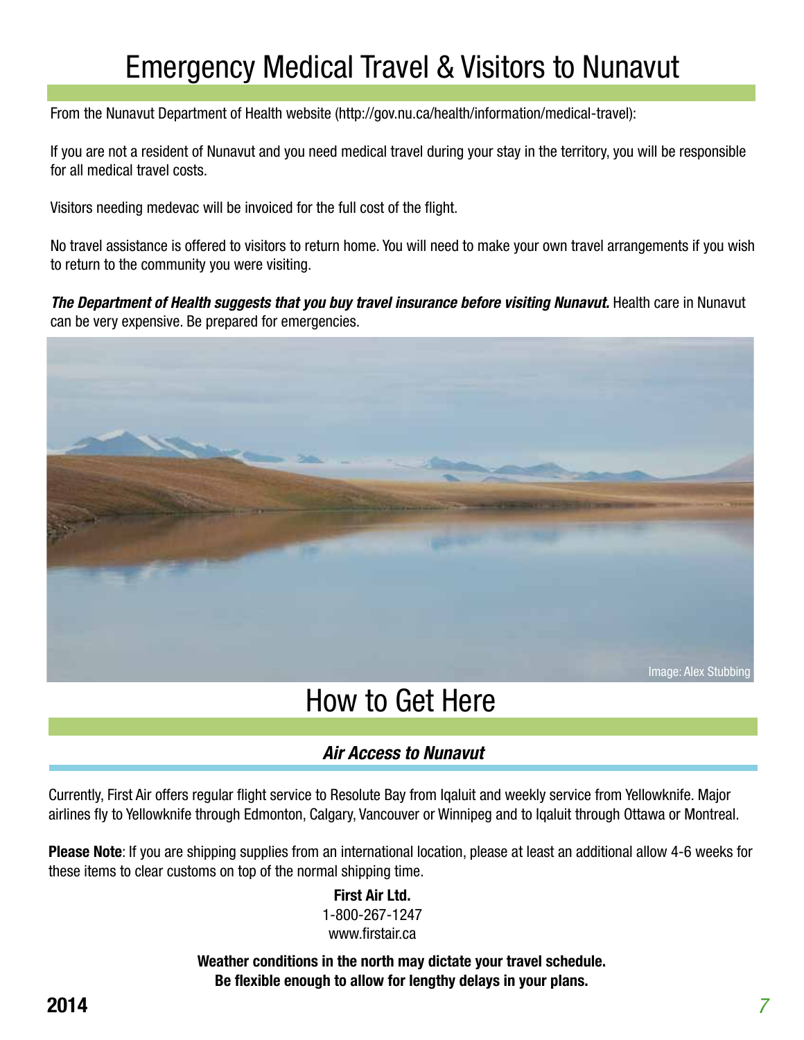# Emergency Medical Travel & Visitors to Nunavut

From the Nunavut Department of Health website (http://gov.nu.ca/health/information/medical-travel):

If you are not a resident of Nunavut and you need medical travel during your stay in the territory, you will be responsible for all medical travel costs.

Visitors needing medevac will be invoiced for the full cost of the flight.

No travel assistance is offered to visitors to return home. You will need to make your own travel arrangements if you wish to return to the community you were visiting.

***The Department of Health suggests that you buy travel insurance before visiting Nunavut.*** Health care in Nunavut can be very expensive. Be prepared for emergencies.

Image: Alex Stubbing

# How to Get Here

## *Air Access to Nunavut*

Currently, First Air offers regular flight service to Resolute Bay from Iqaluit and weekly service from Yellowknife. Major airlines fly to Yellowknife through Edmonton, Calgary, Vancouver or Winnipeg and to Iqaluit through Ottawa or Montreal.

**Please Note**: If you are shipping supplies from an international location, please at least an additional allow 4-6 weeks for these items to clear customs on top of the normal shipping time.

**First Air Ltd.**
1-800-267-1247
www.firstair.ca

**Weather conditions in the north may dictate your travel schedule.**
**Be flexible enough to allow for lengthy delays in your plans.**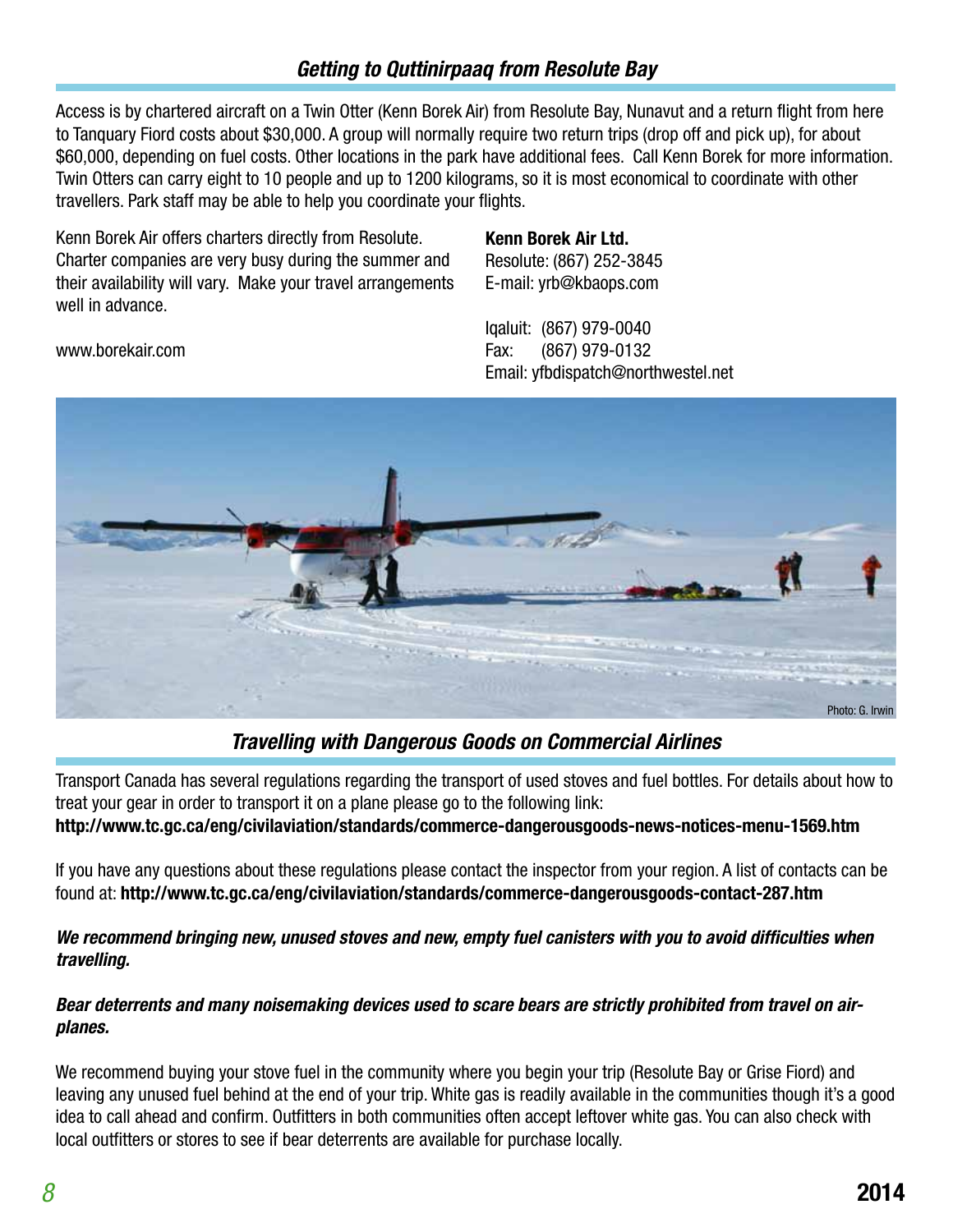## Getting to Quttinirpaaq from Resolute Bay

Access is by chartered aircraft on a Twin Otter (Kenn Borek Air) from Resolute Bay, Nunavut and a return flight from here to Tanquary Fiord costs about $30,000. A group will normally require two return trips (drop off and pick up), for about $60,000, depending on fuel costs. Other locations in the park have additional fees. Call Kenn Borek for more information. Twin Otters can carry eight to 10 people and up to 1200 kilograms, so it is most economical to coordinate with other travellers. Park staff may be able to help you coordinate your flights.

Kenn Borek Air offers charters directly from Resolute. Charter companies are very busy during the summer and their availability will vary. Make your travel arrangements well in advance.

www.borekair.com

**Kenn Borek Air Ltd.**
Resolute: (867) 252-3845
E-mail: yrb@kbaops.com

Iqaluit: (867) 979-0040
Fax: (867) 979-0132
Email: yfbdispatch@northwestel.net

Photo: G. Irwin

## Travelling with Dangerous Goods on Commercial Airlines

Transport Canada has several regulations regarding the transport of used stoves and fuel bottles. For details about how to treat your gear in order to transport it on a plane please go to the following link:
**http://www.tc.gc.ca/eng/civilaviation/standards/commerce-dangerousgoods-news-notices-menu-1569.htm**

If you have any questions about these regulations please contact the inspector from your region. A list of contacts can be found at: **http://www.tc.gc.ca/eng/civilaviation/standards/commerce-dangerousgoods-contact-287.htm**

***We recommend bringing new, unused stoves and new, empty fuel canisters with you to avoid difficulties when travelling.***

***Bear deterrents and many noisemaking devices used to scare bears are strictly prohibited from travel on airplanes.***

We recommend buying your stove fuel in the community where you begin your trip (Resolute Bay or Grise Fiord) and leaving any unused fuel behind at the end of your trip. White gas is readily available in the communities though it's a good idea to call ahead and confirm. Outfitters in both communities often accept leftover white gas. You can also check with local outfitters or stores to see if bear deterrents are available for purchase locally.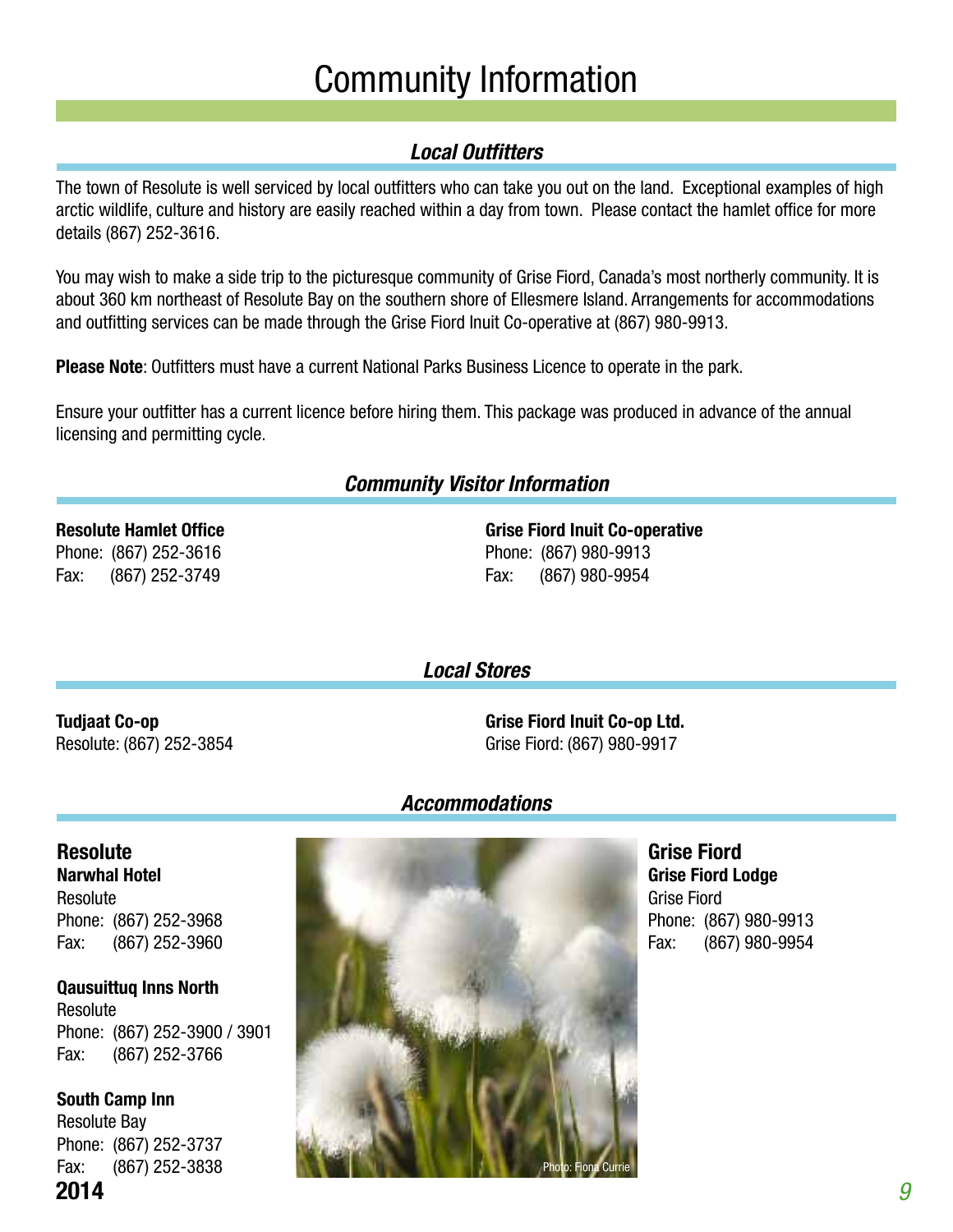# Community Information

## *Local Outfitters*

The town of Resolute is well serviced by local outfitters who can take you out on the land. Exceptional examples of high arctic wildlife, culture and history are easily reached within a day from town. Please contact the hamlet office for more details (867) 252-3616.

You may wish to make a side trip to the picturesque community of Grise Fiord, Canada's most northerly community. It is about 360 km northeast of Resolute Bay on the southern shore of Ellesmere Island. Arrangements for accommodations and outfitting services can be made through the Grise Fiord Inuit Co-operative at (867) 980-9913.

**Please Note**: Outfitters must have a current National Parks Business Licence to operate in the park.

Ensure your outfitter has a current licence before hiring them. This package was produced in advance of the annual licensing and permitting cycle.

## *Community Visitor Information*

**Resolute Hamlet Office**
Phone: (867) 252-3616
Fax: (867) 252-3749

**Grise Fiord Inuit Co-operative**
Phone: (867) 980-9913
Fax: (867) 980-9954

## *Local Stores*

**Tudjaat Co-op**
Resolute: (867) 252-3854

**Grise Fiord Inuit Co-op Ltd.**
Grise Fiord: (867) 980-9917

## *Accommodations*

### Resolute

**Narwhal Hotel**
Resolute
Phone: (867) 252-3968
Fax: (867) 252-3960

**Qausuittuq Inns North**
Resolute
Phone: (867) 252-3900 / 3901
Fax: (867) 252-3766

**South Camp Inn**
Resolute Bay
Phone: (867) 252-3737
Fax: (867) 252-3838

Photo: Fiona Currie

### Grise Fiord

**Grise Fiord Lodge**
Grise Fiord
Phone: (867) 980-9913
Fax: (867) 980-9954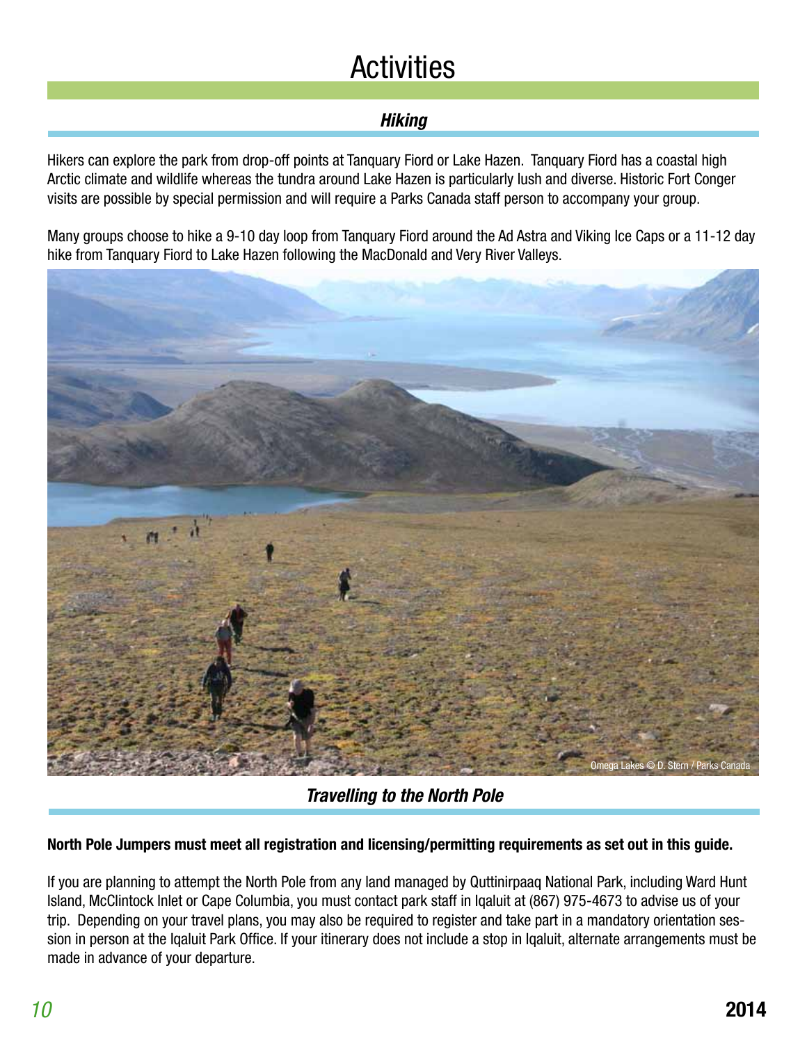# Activities

## *Hiking*

Hikers can explore the park from drop-off points at Tanquary Fiord or Lake Hazen. Tanquary Fiord has a coastal high Arctic climate and wildlife whereas the tundra around Lake Hazen is particularly lush and diverse. Historic Fort Conger visits are possible by special permission and will require a Parks Canada staff person to accompany your group.

Many groups choose to hike a 9-10 day loop from Tanquary Fiord around the Ad Astra and Viking Ice Caps or a 11-12 day hike from Tanquary Fiord to Lake Hazen following the MacDonald and Very River Valleys.

Omega Lakes © D. Stern / Parks Canada

## *Travelling to the North Pole*

**North Pole Jumpers must meet all registration and licensing/permitting requirements as set out in this guide.**

If you are planning to attempt the North Pole from any land managed by Quttinirpaaq National Park, including Ward Hunt Island, McClintock Inlet or Cape Columbia, you must contact park staff in Iqaluit at (867) 975-4673 to advise us of your trip. Depending on your travel plans, you may also be required to register and take part in a mandatory orientation session in person at the Iqaluit Park Office. If your itinerary does not include a stop in Iqaluit, alternate arrangements must be made in advance of your departure.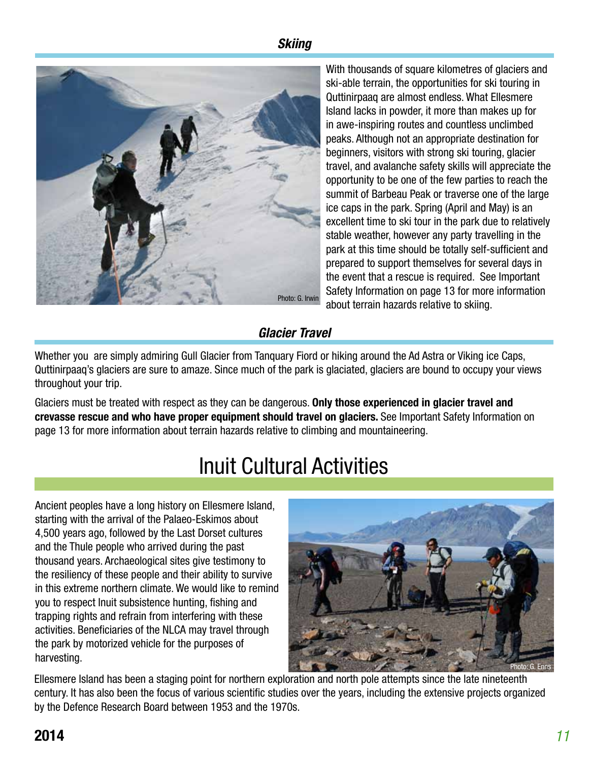### *Skiing*

Photo: G. Irwin

With thousands of square kilometres of glaciers and ski-able terrain, the opportunities for ski touring in Quttinirpaaq are almost endless. What Ellesmere Island lacks in powder, it more than makes up for in awe-inspiring routes and countless unclimbed peaks. Although not an appropriate destination for beginners, visitors with strong ski touring, glacier travel, and avalanche safety skills will appreciate the opportunity to be one of the few parties to reach the summit of Barbeau Peak or traverse one of the large ice caps in the park. Spring (April and May) is an excellent time to ski tour in the park due to relatively stable weather, however any party travelling in the park at this time should be totally self-sufficient and prepared to support themselves for several days in the event that a rescue is required. See Important Safety Information on page 13 for more information about terrain hazards relative to skiing.

### *Glacier Travel*

Whether you are simply admiring Gull Glacier from Tanquary Fiord or hiking around the Ad Astra or Viking ice Caps, Quttinirpaaq's glaciers are sure to amaze. Since much of the park is glaciated, glaciers are bound to occupy your views throughout your trip.

Glaciers must be treated with respect as they can be dangerous. **Only those experienced in glacier travel and crevasse rescue and who have proper equipment should travel on glaciers.** See Important Safety Information on page 13 for more information about terrain hazards relative to climbing and mountaineering.

## Inuit Cultural Activities

Ancient peoples have a long history on Ellesmere Island, starting with the arrival of the Palaeo-Eskimos about 4,500 years ago, followed by the Last Dorset cultures and the Thule people who arrived during the past thousand years. Archaeological sites give testimony to the resiliency of these people and their ability to survive in this extreme northern climate. We would like to remind you to respect Inuit subsistence hunting, fishing and trapping rights and refrain from interfering with these activities. Beneficiaries of the NLCA may travel through the park by motorized vehicle for the purposes of harvesting.

Photo: G. Enns

Ellesmere Island has been a staging point for northern exploration and north pole attempts since the late nineteenth century. It has also been the focus of various scientific studies over the years, including the extensive projects organized by the Defence Research Board between 1953 and the 1970s.

**2014**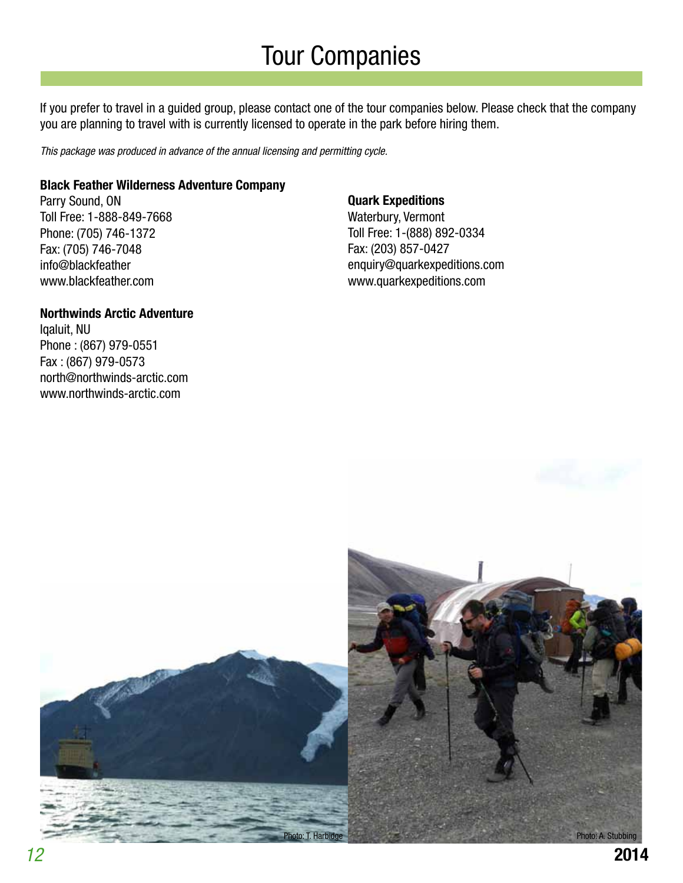# Tour Companies

If you prefer to travel in a guided group, please contact one of the tour companies below. Please check that the company you are planning to travel with is currently licensed to operate in the park before hiring them.

*This package was produced in advance of the annual licensing and permitting cycle.*

**Black Feather Wilderness Adventure Company**
Parry Sound, ON
Toll Free: 1-888-849-7668
Phone: (705) 746-1372
Fax: (705) 746-7048
info@blackfeather
www.blackfeather.com

**Northwinds Arctic Adventure**
Iqaluit, NU
Phone : (867) 979-0551
Fax : (867) 979-0573
north@northwinds-arctic.com
www.northwinds-arctic.com

**Quark Expeditions**
Waterbury, Vermont
Toll Free: 1-(888) 892-0334
Fax: (203) 857-0427
enquiry@quarkexpeditions.com
www.quarkexpeditions.com

Photo: T. Harbidge

Photo: A. Stubbing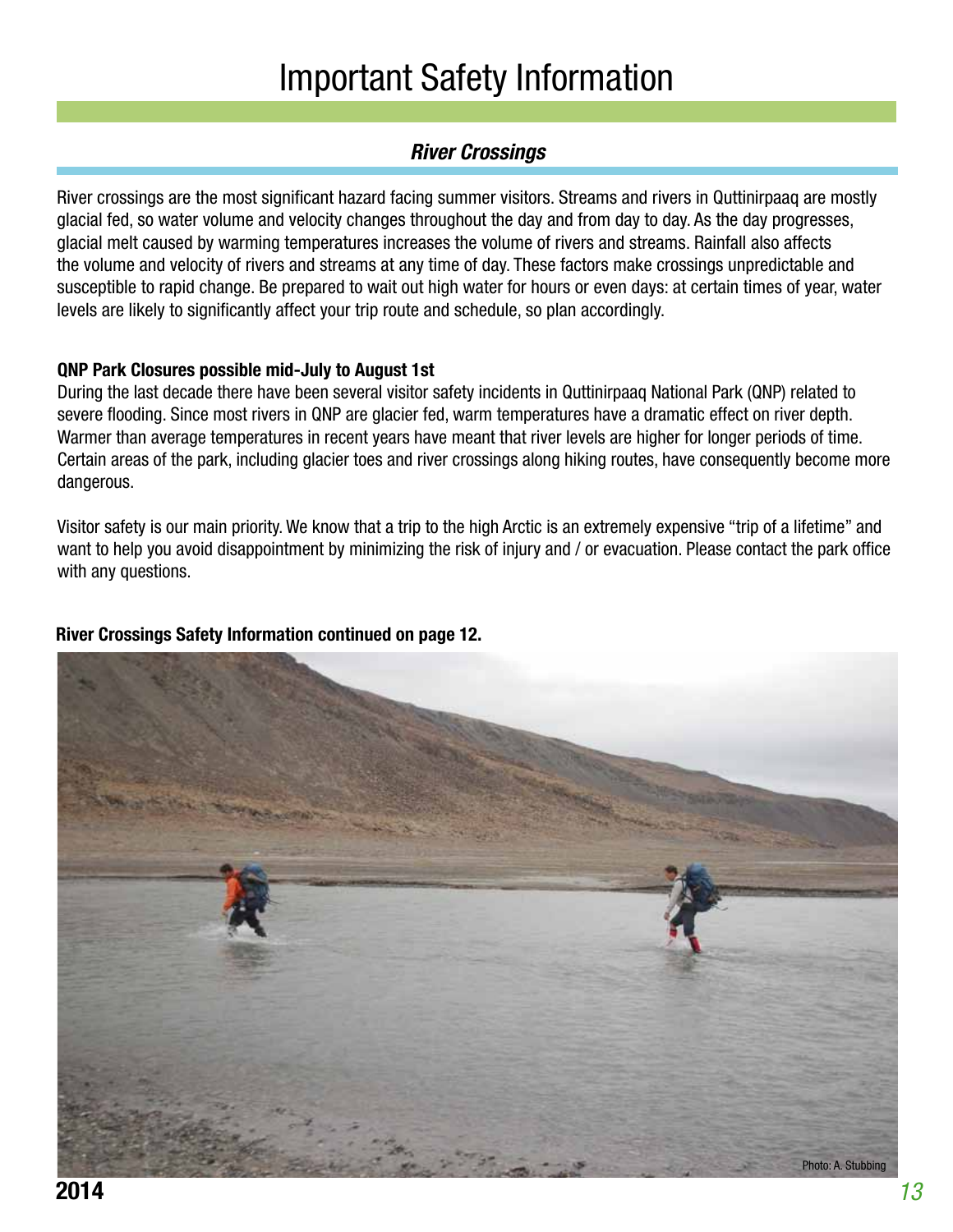# Important Safety Information

## *River Crossings*

River crossings are the most significant hazard facing summer visitors. Streams and rivers in Quttinirpaaq are mostly glacial fed, so water volume and velocity changes throughout the day and from day to day. As the day progresses, glacial melt caused by warming temperatures increases the volume of rivers and streams. Rainfall also affects the volume and velocity of rivers and streams at any time of day. These factors make crossings unpredictable and susceptible to rapid change. Be prepared to wait out high water for hours or even days: at certain times of year, water levels are likely to significantly affect your trip route and schedule, so plan accordingly.

**QNP Park Closures possible mid-July to August 1st**

During the last decade there have been several visitor safety incidents in Quttinirpaaq National Park (QNP) related to severe flooding. Since most rivers in QNP are glacier fed, warm temperatures have a dramatic effect on river depth. Warmer than average temperatures in recent years have meant that river levels are higher for longer periods of time. Certain areas of the park, including glacier toes and river crossings along hiking routes, have consequently become more dangerous.

Visitor safety is our main priority. We know that a trip to the high Arctic is an extremely expensive "trip of a lifetime" and want to help you avoid disappointment by minimizing the risk of injury and / or evacuation. Please contact the park office with any questions.

**River Crossings Safety Information continued on page 12.**

Photo: A. Stubbing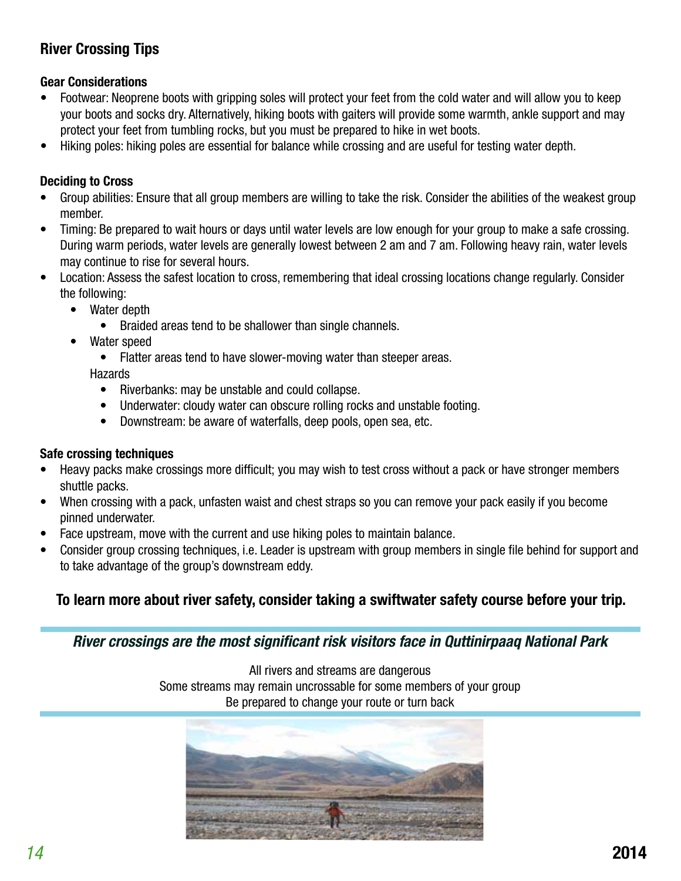## River Crossing Tips

### Gear Considerations

- Footwear: Neoprene boots with gripping soles will protect your feet from the cold water and will allow you to keep your boots and socks dry. Alternatively, hiking boots with gaiters will provide some warmth, ankle support and may protect your feet from tumbling rocks, but you must be prepared to hike in wet boots.
- Hiking poles: hiking poles are essential for balance while crossing and are useful for testing water depth.

### Deciding to Cross

- Group abilities: Ensure that all group members are willing to take the risk. Consider the abilities of the weakest group member.
- Timing: Be prepared to wait hours or days until water levels are low enough for your group to make a safe crossing. During warm periods, water levels are generally lowest between 2 am and 7 am. Following heavy rain, water levels may continue to rise for several hours.
- Location: Assess the safest location to cross, remembering that ideal crossing locations change regularly. Consider the following:
  - Water depth
    - Braided areas tend to be shallower than single channels.
  - Water speed
    - Flatter areas tend to have slower-moving water than steeper areas.
  
  Hazards
    - Riverbanks: may be unstable and could collapse.
    - Underwater: cloudy water can obscure rolling rocks and unstable footing.
    - Downstream: be aware of waterfalls, deep pools, open sea, etc.

### Safe crossing techniques

- Heavy packs make crossings more difficult; you may wish to test cross without a pack or have stronger members shuttle packs.
- When crossing with a pack, unfasten waist and chest straps so you can remove your pack easily if you become pinned underwater.
- Face upstream, move with the current and use hiking poles to maintain balance.
- Consider group crossing techniques, i.e. Leader is upstream with group members in single file behind for support and to take advantage of the group's downstream eddy.

**To learn more about river safety, consider taking a swiftwater safety course before your trip.**

***River crossings are the most significant risk visitors face in Quttinirpaaq National Park***

All rivers and streams are dangerous
Some streams may remain uncrossable for some members of your group
Be prepared to change your route or turn back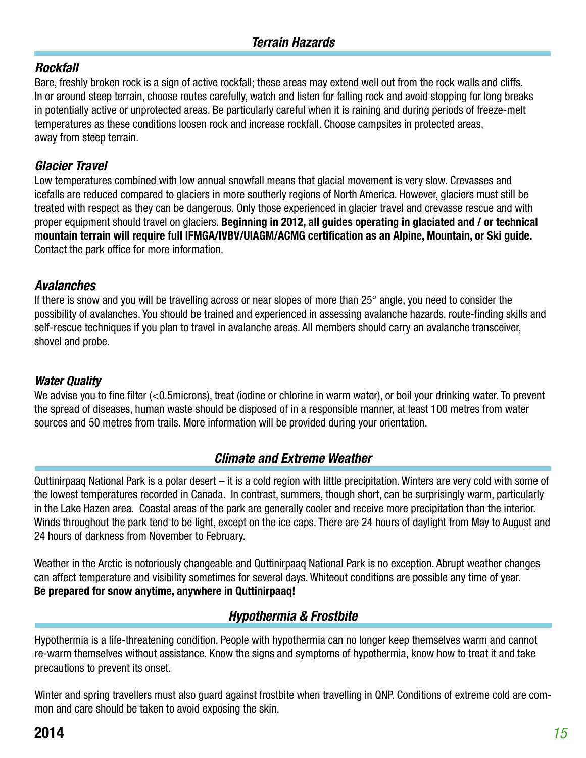## *Terrain Hazards*

### *Rockfall*

Bare, freshly broken rock is a sign of active rockfall; these areas may extend well out from the rock walls and cliffs. In or around steep terrain, choose routes carefully, watch and listen for falling rock and avoid stopping for long breaks in potentially active or unprotected areas. Be particularly careful when it is raining and during periods of freeze-melt temperatures as these conditions loosen rock and increase rockfall. Choose campsites in protected areas, away from steep terrain.

### *Glacier Travel*

Low temperatures combined with low annual snowfall means that glacial movement is very slow. Crevasses and icefalls are reduced compared to glaciers in more southerly regions of North America. However, glaciers must still be treated with respect as they can be dangerous. Only those experienced in glacier travel and crevasse rescue and with proper equipment should travel on glaciers. **Beginning in 2012, all guides operating in glaciated and / or technical mountain terrain will require full IFMGA/IVBV/UIAGM/ACMG certification as an Alpine, Mountain, or Ski guide.** Contact the park office for more information.

### *Avalanches*

If there is snow and you will be travelling across or near slopes of more than 25° angle, you need to consider the possibility of avalanches. You should be trained and experienced in assessing avalanche hazards, route-finding skills and self-rescue techniques if you plan to travel in avalanche areas. All members should carry an avalanche transceiver, shovel and probe.

### *Water Quality*

We advise you to fine filter (<0.5microns), treat (iodine or chlorine in warm water), or boil your drinking water. To prevent the spread of diseases, human waste should be disposed of in a responsible manner, at least 100 metres from water sources and 50 metres from trails. More information will be provided during your orientation.

## *Climate and Extreme Weather*

Quttinirpaaq National Park is a polar desert – it is a cold region with little precipitation. Winters are very cold with some of the lowest temperatures recorded in Canada. In contrast, summers, though short, can be surprisingly warm, particularly in the Lake Hazen area. Coastal areas of the park are generally cooler and receive more precipitation than the interior. Winds throughout the park tend to be light, except on the ice caps. There are 24 hours of daylight from May to August and 24 hours of darkness from November to February.

Weather in the Arctic is notoriously changeable and Quttinirpaaq National Park is no exception. Abrupt weather changes can affect temperature and visibility sometimes for several days. Whiteout conditions are possible any time of year.
**Be prepared for snow anytime, anywhere in Quttinirpaaq!**

## *Hypothermia & Frostbite*

Hypothermia is a life-threatening condition. People with hypothermia can no longer keep themselves warm and cannot re-warm themselves without assistance. Know the signs and symptoms of hypothermia, know how to treat it and take precautions to prevent its onset.

Winter and spring travellers must also guard against frostbite when travelling in QNP. Conditions of extreme cold are common and care should be taken to avoid exposing the skin.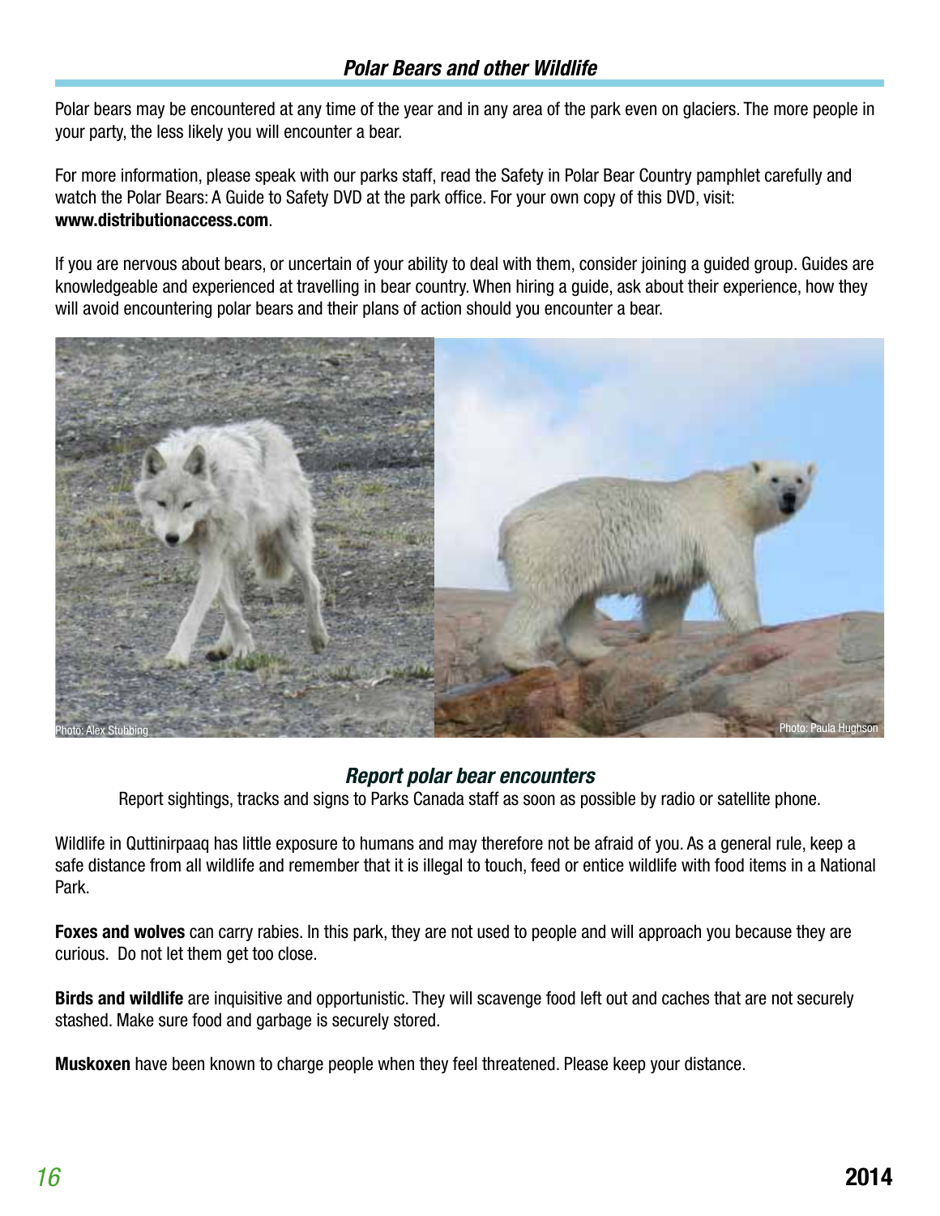## *Polar Bears and other Wildlife*

Polar bears may be encountered at any time of the year and in any area of the park even on glaciers. The more people in your party, the less likely you will encounter a bear.

For more information, please speak with our parks staff, read the Safety in Polar Bear Country pamphlet carefully and watch the Polar Bears: A Guide to Safety DVD at the park office. For your own copy of this DVD, visit: **www.distributionaccess.com**.

If you are nervous about bears, or uncertain of your ability to deal with them, consider joining a guided group. Guides are knowledgeable and experienced at travelling in bear country. When hiring a guide, ask about their experience, how they will avoid encountering polar bears and their plans of action should you encounter a bear.

Photo: Alex Stubbing

Photo: Paula Hughson

### *Report polar bear encounters*

Report sightings, tracks and signs to Parks Canada staff as soon as possible by radio or satellite phone.

Wildlife in Quttinirpaaq has little exposure to humans and may therefore not be afraid of you. As a general rule, keep a safe distance from all wildlife and remember that it is illegal to touch, feed or entice wildlife with food items in a National Park.

**Foxes and wolves** can carry rabies. In this park, they are not used to people and will approach you because they are curious. Do not let them get too close.

**Birds and wildlife** are inquisitive and opportunistic. They will scavenge food left out and caches that are not securely stashed. Make sure food and garbage is securely stored.

**Muskoxen** have been known to charge people when they feel threatened. Please keep your distance.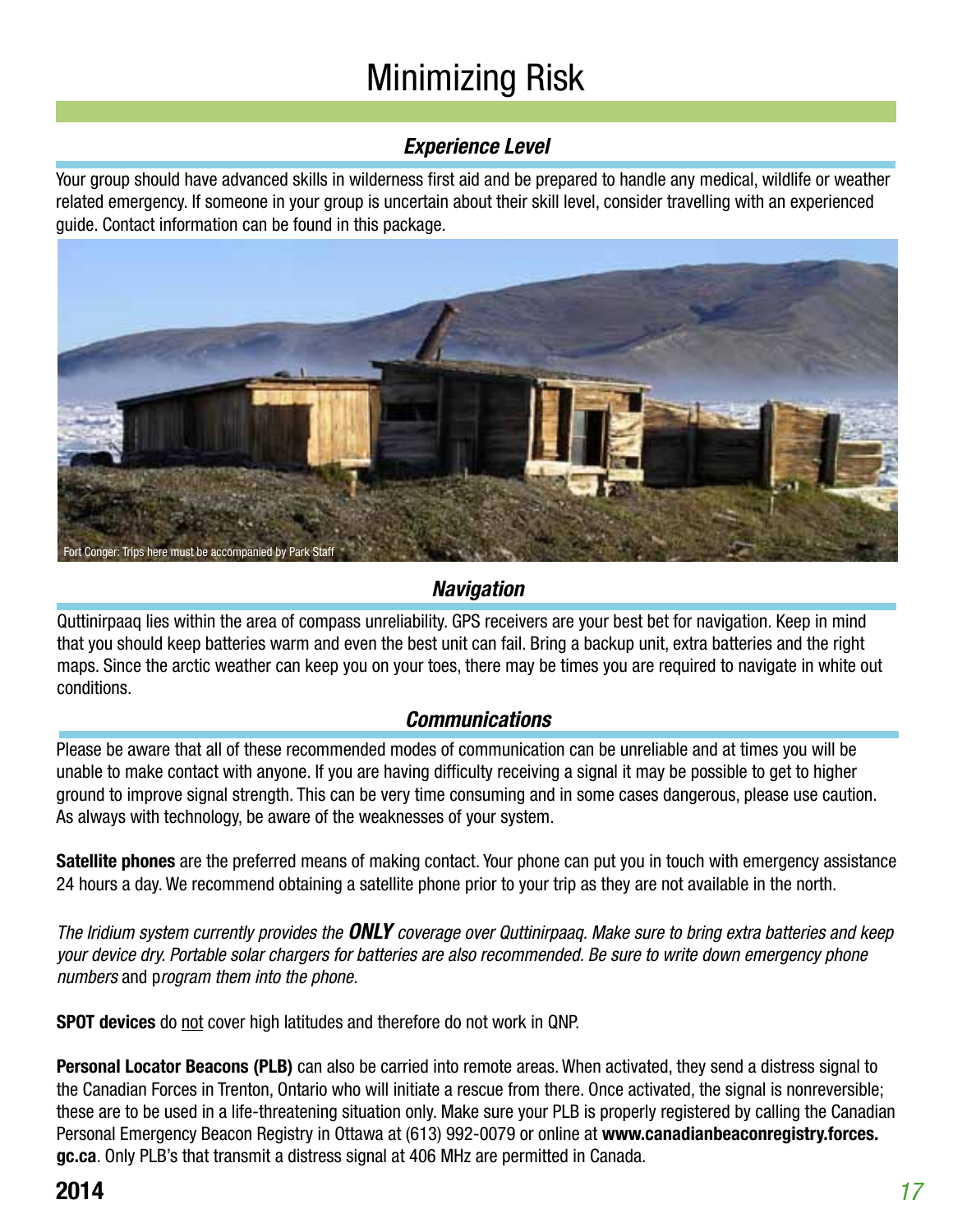# Minimizing Risk

### *Experience Level*

Your group should have advanced skills in wilderness first aid and be prepared to handle any medical, wildlife or weather related emergency. If someone in your group is uncertain about their skill level, consider travelling with an experienced guide. Contact information can be found in this package.

Fort Conger: Trips here must be accompanied by Park Staff

### *Navigation*

Quttinirpaaq lies within the area of compass unreliability. GPS receivers are your best bet for navigation. Keep in mind that you should keep batteries warm and even the best unit can fail. Bring a backup unit, extra batteries and the right maps. Since the arctic weather can keep you on your toes, there may be times you are required to navigate in white out conditions.

### *Communications*

Please be aware that all of these recommended modes of communication can be unreliable and at times you will be unable to make contact with anyone. If you are having difficulty receiving a signal it may be possible to get to higher ground to improve signal strength. This can be very time consuming and in some cases dangerous, please use caution. As always with technology, be aware of the weaknesses of your system.

**Satellite phones** are the preferred means of making contact. Your phone can put you in touch with emergency assistance 24 hours a day. We recommend obtaining a satellite phone prior to your trip as they are not available in the north.

*The Iridium system currently provides the* ***ONLY*** *coverage over Quttinirpaaq. Make sure to bring extra batteries and keep your device dry. Portable solar chargers for batteries are also recommended. Be sure to write down emergency phone numbers* and p*rogram them into the phone.*

**SPOT devices** do <u>not</u> cover high latitudes and therefore do not work in QNP.

**Personal Locator Beacons (PLB)** can also be carried into remote areas. When activated, they send a distress signal to the Canadian Forces in Trenton, Ontario who will initiate a rescue from there. Once activated, the signal is nonreversible; these are to be used in a life-threatening situation only. Make sure your PLB is properly registered by calling the Canadian Personal Emergency Beacon Registry in Ottawa at (613) 992-0079 or online at **www.canadianbeaconregistry.forces.gc.ca**. Only PLB's that transmit a distress signal at 406 MHz are permitted in Canada.

**2014**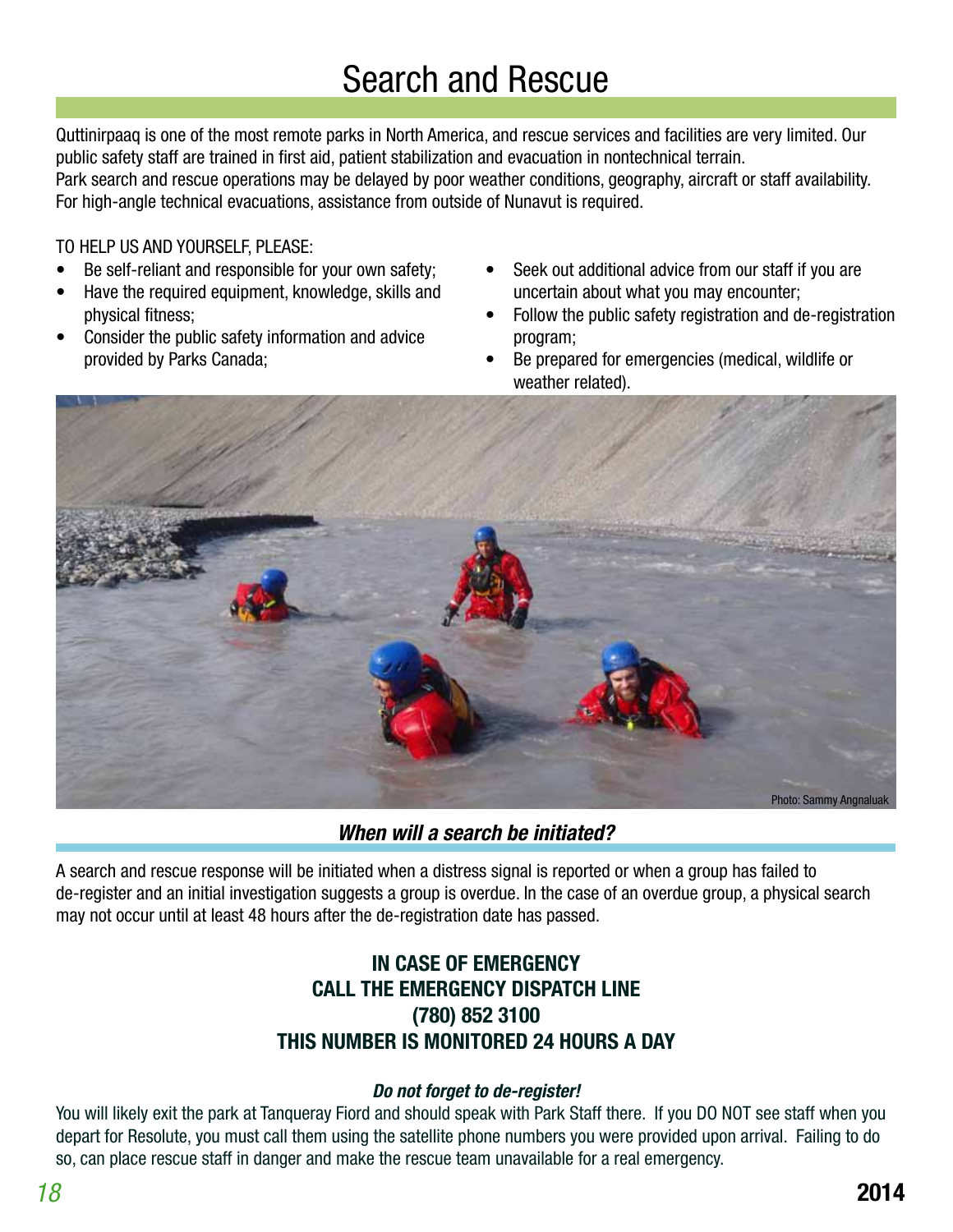# Search and Rescue

Quttinirpaaq is one of the most remote parks in North America, and rescue services and facilities are very limited. Our public safety staff are trained in first aid, patient stabilization and evacuation in nontechnical terrain.
Park search and rescue operations may be delayed by poor weather conditions, geography, aircraft or staff availability. For high-angle technical evacuations, assistance from outside of Nunavut is required.

TO HELP US AND YOURSELF, PLEASE:

- Be self-reliant and responsible for your own safety;
- Have the required equipment, knowledge, skills and physical fitness;
- Consider the public safety information and advice provided by Parks Canada;
- Seek out additional advice from our staff if you are uncertain about what you may encounter;
- Follow the public safety registration and de-registration program;
- Be prepared for emergencies (medical, wildlife or weather related).

Photo: Sammy Angnaluak

### *When will a search be initiated?*

A search and rescue response will be initiated when a distress signal is reported or when a group has failed to de-register and an initial investigation suggests a group is overdue. In the case of an overdue group, a physical search may not occur until at least 48 hours after the de-registration date has passed.

**IN CASE OF EMERGENCY**
**CALL THE EMERGENCY DISPATCH LINE**
**(780) 852 3100**
**THIS NUMBER IS MONITORED 24 HOURS A DAY**

***Do not forget to de-register!***

You will likely exit the park at Tanqueray Fiord and should speak with Park Staff there. If you DO NOT see staff when you depart for Resolute, you must call them using the satellite phone numbers you were provided upon arrival. Failing to do so, can place rescue staff in danger and make the rescue team unavailable for a real emergency.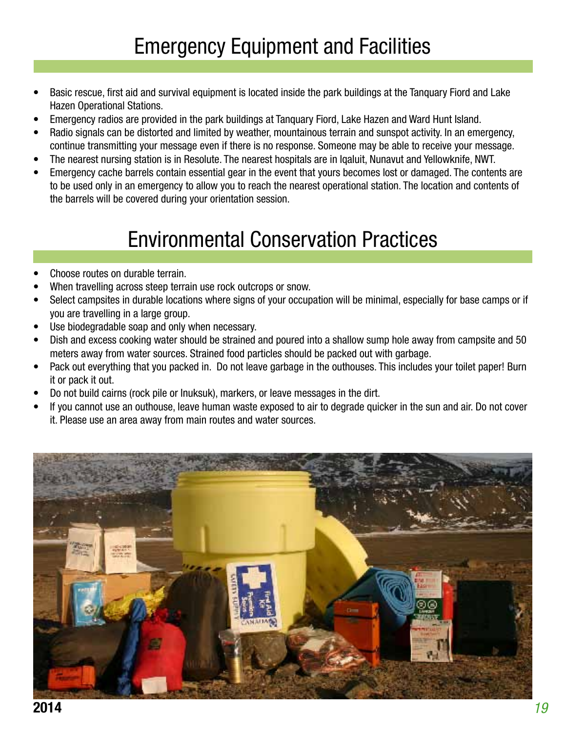# Emergency Equipment and Facilities

- Basic rescue, first aid and survival equipment is located inside the park buildings at the Tanquary Fiord and Lake Hazen Operational Stations.
- Emergency radios are provided in the park buildings at Tanquary Fiord, Lake Hazen and Ward Hunt Island.
- Radio signals can be distorted and limited by weather, mountainous terrain and sunspot activity. In an emergency, continue transmitting your message even if there is no response. Someone may be able to receive your message.
- The nearest nursing station is in Resolute. The nearest hospitals are in Iqaluit, Nunavut and Yellowknife, NWT.
- Emergency cache barrels contain essential gear in the event that yours becomes lost or damaged. The contents are to be used only in an emergency to allow you to reach the nearest operational station. The location and contents of the barrels will be covered during your orientation session.

# Environmental Conservation Practices

- Choose routes on durable terrain.
- When travelling across steep terrain use rock outcrops or snow.
- Select campsites in durable locations where signs of your occupation will be minimal, especially for base camps or if you are travelling in a large group.
- Use biodegradable soap and only when necessary.
- Dish and excess cooking water should be strained and poured into a shallow sump hole away from campsite and 50 meters away from water sources. Strained food particles should be packed out with garbage.
- Pack out everything that you packed in. Do not leave garbage in the outhouses. This includes your toilet paper! Burn it or pack it out.
- Do not build cairns (rock pile or Inuksuk), markers, or leave messages in the dirt.
- If you cannot use an outhouse, leave human waste exposed to air to degrade quicker in the sun and air. Do not cover it. Please use an area away from main routes and water sources.

**2014**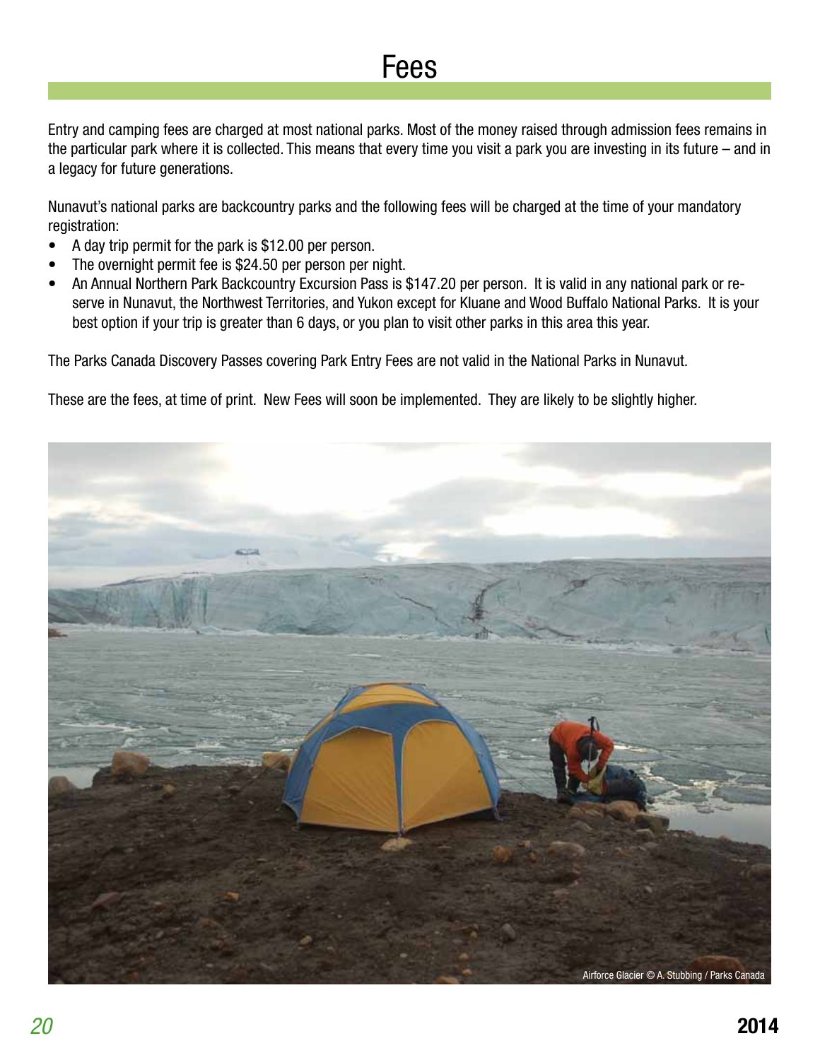# Fees

Entry and camping fees are charged at most national parks. Most of the money raised through admission fees remains in the particular park where it is collected. This means that every time you visit a park you are investing in its future – and in a legacy for future generations.

Nunavut's national parks are backcountry parks and the following fees will be charged at the time of your mandatory registration:

- A day trip permit for the park is $12.00 per person.
- The overnight permit fee is $24.50 per person per night.
- An Annual Northern Park Backcountry Excursion Pass is $147.20 per person. It is valid in any national park or reserve in Nunavut, the Northwest Territories, and Yukon except for Kluane and Wood Buffalo National Parks. It is your best option if your trip is greater than 6 days, or you plan to visit other parks in this area this year.

The Parks Canada Discovery Passes covering Park Entry Fees are not valid in the National Parks in Nunavut.

These are the fees, at time of print. New Fees will soon be implemented. They are likely to be slightly higher.

Airforce Glacier © A. Stubbing / Parks Canada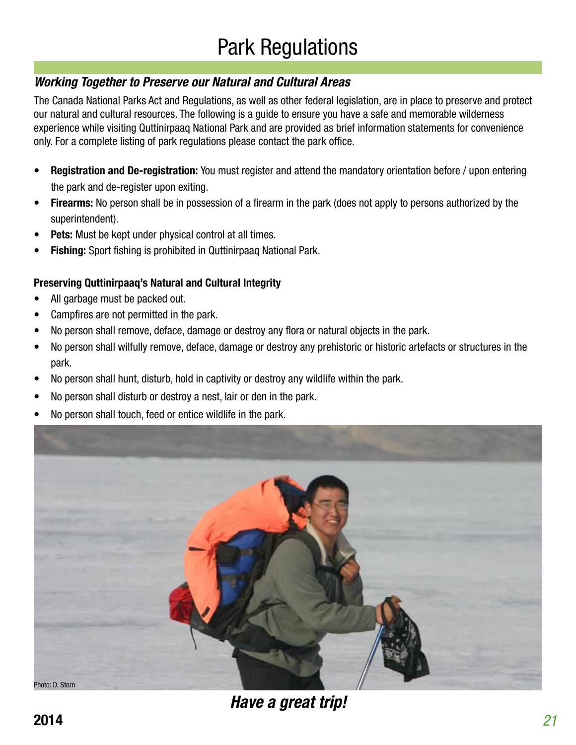# Park Regulations

### *Working Together to Preserve our Natural and Cultural Areas*

The Canada National Parks Act and Regulations, as well as other federal legislation, are in place to preserve and protect our natural and cultural resources. The following is a guide to ensure you have a safe and memorable wilderness experience while visiting Quttinirpaaq National Park and are provided as brief information statements for convenience only. For a complete listing of park regulations please contact the park office.

- **Registration and De-registration:** You must register and attend the mandatory orientation before / upon entering the park and de-register upon exiting.
- **Firearms:** No person shall be in possession of a firearm in the park (does not apply to persons authorized by the superintendent).
- **Pets:** Must be kept under physical control at all times.
- **Fishing:** Sport fishing is prohibited in Quttinirpaaq National Park.

**Preserving Quttinirpaaq's Natural and Cultural Integrity**

- All garbage must be packed out.
- Campfires are not permitted in the park.
- No person shall remove, deface, damage or destroy any flora or natural objects in the park.
- No person shall wilfully remove, deface, damage or destroy any prehistoric or historic artefacts or structures in the park.
- No person shall hunt, disturb, hold in captivity or destroy any wildlife within the park.
- No person shall disturb or destroy a nest, lair or den in the park.
- No person shall touch, feed or entice wildlife in the park.

Photo: D. Stern

***Have a great trip!***

**2014**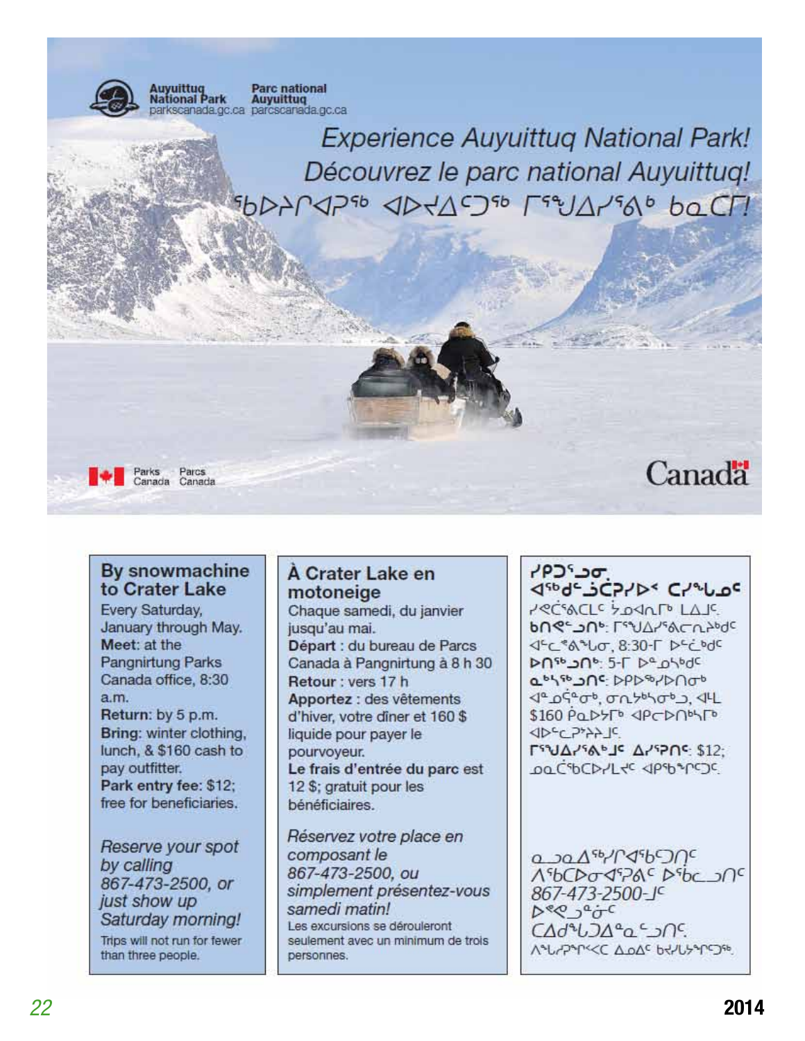Auyuittuq National Park
parkscanada.gc.ca

Parc national Auyuittuq
parcscanada.gc.ca

*Experience Auyuittuq National Park!*

*Découvrez le parc national Auyuittuq!*

*ᖃᐅᔨᓯᐊᕈᕐᑦ ᐊᐅᔪᐃᑦᑐᕐᑦ ᒥᕐᖑᐃᓯᕝᕕᒃ ᑲᓇᑕᒥ!*

Parks Canada Parcs Canada

Canada

## By snowmachine to Crater Lake

Every Saturday, January through May.

**Meet**: at the Pangnirtung Parks Canada office, 8:30 a.m.

**Return**: by 5 p.m.

**Bring**: winter clothing, lunch, & $160 cash to pay outfitter.

**Park entry fee**: $12; free for beneficiaries.

*Reserve your spot by calling 867-473-2500, or just show up Saturday morning!*

Trips will not run for fewer than three people.

## À Crater Lake en motoneige

Chaque samedi, du janvier jusqu'au mai.

**Départ** : du bureau de Parcs Canada à Pangnirtung à 8 h 30

**Retour** : vers 17 h

**Apportez** : des vêtements d'hiver, votre dîner et 160 $ liquide pour payer le pourvoyeur.

**Le frais d'entrée du parc** est 12 $; gratuit pour les bénéficiaires.

*Réservez votre place en composant le 867-473-2500, ou simplement présentez-vous samedi matin!*

Les excursions se dérouleront seulement avec un minimum de trois personnes.

## ᓯᑭᑐᕐᒧᑦ ᐊᕐᑯᓪᓗᑖᕐᓯᐅᑉ ᑕᓯᖓᓄᑦ

ᓯᕙᑖᕕᒃᑕᒪᑦ ᔮᓄᐊᕆᒥᒃ ᒪᐃᒧᑦ.

**ᑲᑎᙵᕐᓗᑎᒃ**: ᒥᕐᖑᐃᓯᕝᕕᓕᕆᔨᒃᑯᑦ ᐊᓪᓚᕝᕕᖓᓂ, 8:30-ᒥ ᐅᓪᓛᒃᑯᑦ

**ᐅᑎᕐᓗᑎᒃ**: 5-ᒥ ᐅᓐᓄᒃᑯᑦ

**ᓇᒃᓯᒃᓗᑎᑦ**: ᐅᕿᐅᒃᓯᐅᑎᓂᒃ ᐊᓄᕌᓂᒃ, ᓂᕿᓭᒃᓯᓂᒃᓗ, ᐊᒻᒪ $160 ᑮᓇᐅᔭᒥᒃ ᐊᑭᓕᐅᑎᒃᓴᒥᒃ ᐊᐅᓪᓚᕈᑎᔨᒧᑦ.

**ᒥᕐᖑᐃᓯᕝᕕᒃᑯᑦ ᐃᓯᕐᕿᑦ**: $12; ᓄᓇᑖᕐᑲᑐᓯᒪᔪᑦ ᐊᑭᖃᙱᑦᑐᑦ.

*ᓇᓗᓇᐃᕐᓯᕆᐊᕐᑲᑐᑎᑦ ᐱᕐᑲᐅᓂᐊᕈᐱᑦ ᐅᕐᑲᓗᑎᑦ 867-473-2500-ᒧᑦ ᐅᕙᓘᓐᓃᑦ ᑕᐃᑯᙵᐃᓐᓇᓗᑎᑦ.*

ᐱᖓᓱᓯᖏᑦᑕ ᐃᓄᐃᑦ ᑲᔪᓯᙱᑦᑐᖅ.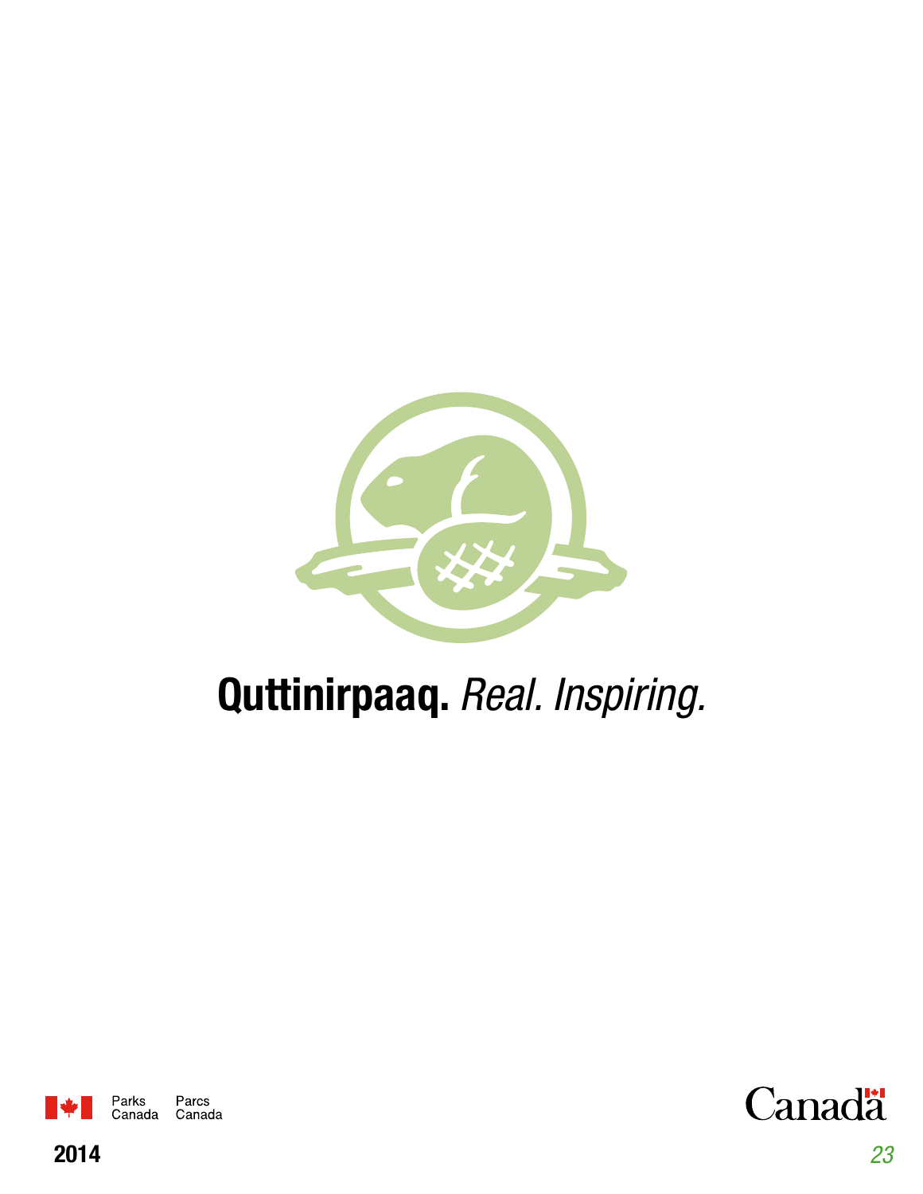**Quttinirpaaq.** *Real. Inspiring.*

Parks Canada Parcs Canada

Canada

2014